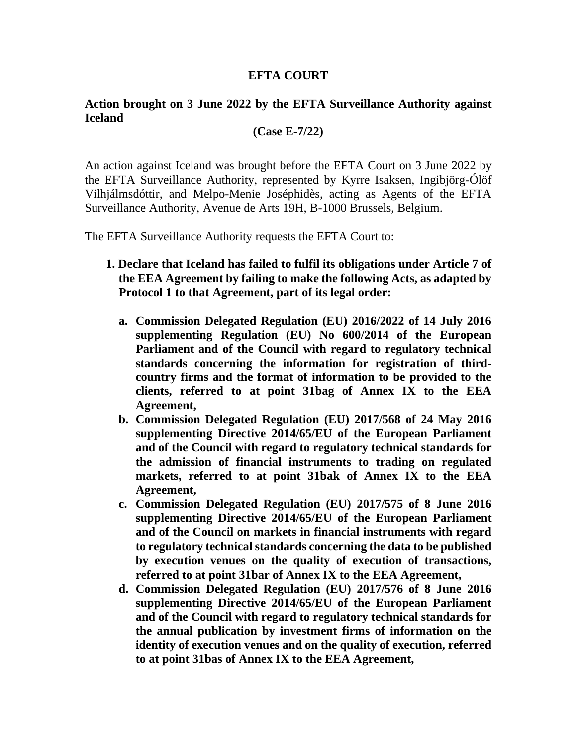# EFTA COURT

## Action brought on 3 June 2022 by the EFTA Surveillance Authority against Iceland

**(Case E-7/22)**

An action against Iceland was brought before the EFTA Court on 3 June 2022 by the EFTA Surveillance Authority, represented by Kyrre Isaksen, Ingibjörg-Ólöf Vilhjálmsdóttir, and Melpo-Menie Joséphidès, acting as Agents of the EFTA Surveillance Authority, Avenue de Arts 19H, B-1000 Brussels, Belgium.

The EFTA Surveillance Authority requests the EFTA Court to:

1. **Declare that Iceland has failed to fulfil its obligations under Article 7 of the EEA Agreement by failing to make the following Acts, as adapted by Protocol 1 to that Agreement, part of its legal order:**

   a. **Commission Delegated Regulation (EU) 2016/2022 of 14 July 2016 supplementing Regulation (EU) No 600/2014 of the European Parliament and of the Council with regard to regulatory technical standards concerning the information for registration of third-country firms and the format of information to be provided to the clients, referred to at point 31bag of Annex IX to the EEA Agreement,**

   b. **Commission Delegated Regulation (EU) 2017/568 of 24 May 2016 supplementing Directive 2014/65/EU of the European Parliament and of the Council with regard to regulatory technical standards for the admission of financial instruments to trading on regulated markets, referred to at point 31bak of Annex IX to the EEA Agreement,**

   c. **Commission Delegated Regulation (EU) 2017/575 of 8 June 2016 supplementing Directive 2014/65/EU of the European Parliament and of the Council on markets in financial instruments with regard to regulatory technical standards concerning the data to be published by execution venues on the quality of execution of transactions, referred to at point 31bar of Annex IX to the EEA Agreement,**

   d. **Commission Delegated Regulation (EU) 2017/576 of 8 June 2016 supplementing Directive 2014/65/EU of the European Parliament and of the Council with regard to regulatory technical standards for the annual publication by investment firms of information on the identity of execution venues and on the quality of execution, referred to at point 31bas of Annex IX to the EEA Agreement,**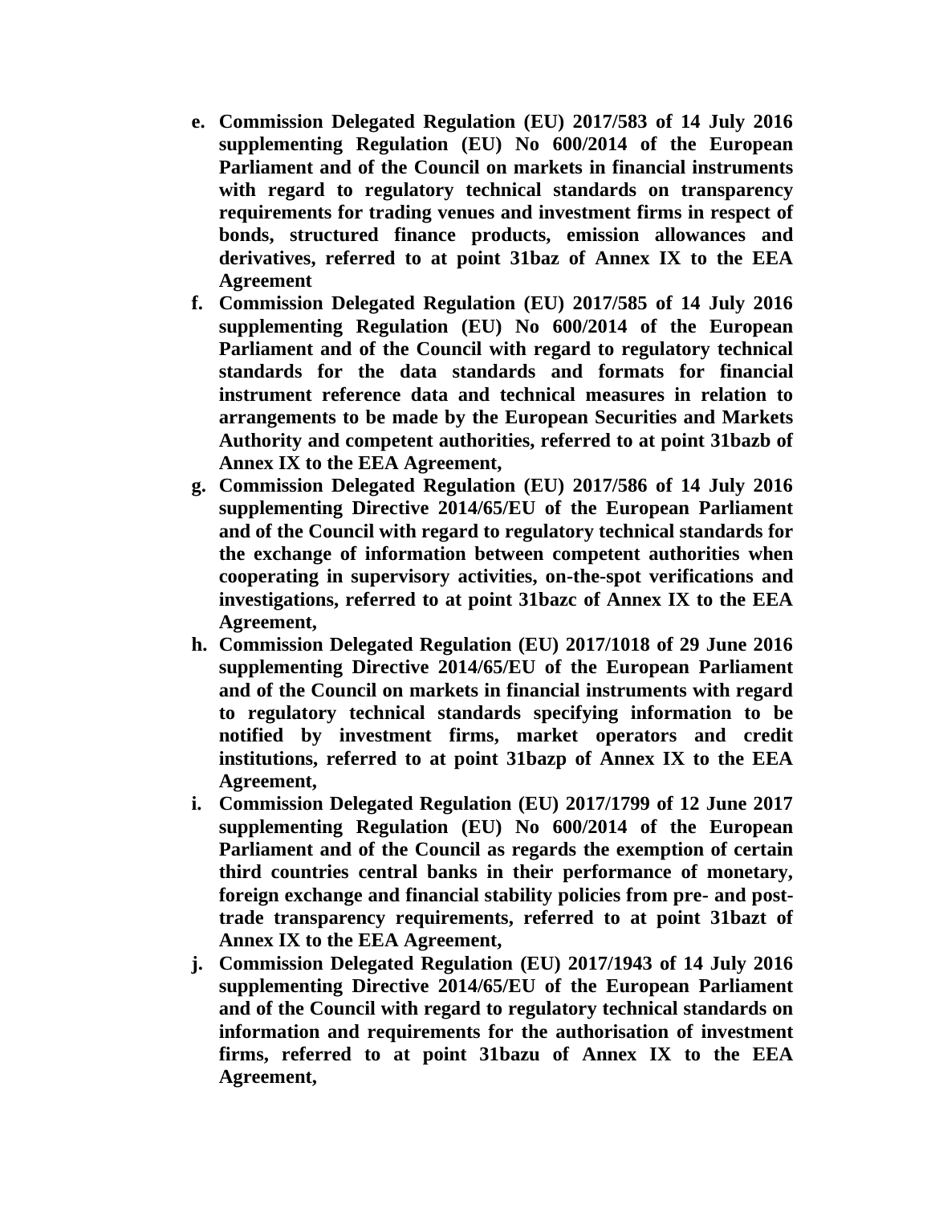e. **Commission Delegated Regulation (EU) 2017/583 of 14 July 2016 supplementing Regulation (EU) No 600/2014 of the European Parliament and of the Council on markets in financial instruments with regard to regulatory technical standards on transparency requirements for trading venues and investment firms in respect of bonds, structured finance products, emission allowances and derivatives, referred to at point 31baz of Annex IX to the EEA Agreement**
f. **Commission Delegated Regulation (EU) 2017/585 of 14 July 2016 supplementing Regulation (EU) No 600/2014 of the European Parliament and of the Council with regard to regulatory technical standards for the data standards and formats for financial instrument reference data and technical measures in relation to arrangements to be made by the European Securities and Markets Authority and competent authorities, referred to at point 31bazb of Annex IX to the EEA Agreement,**
g. **Commission Delegated Regulation (EU) 2017/586 of 14 July 2016 supplementing Directive 2014/65/EU of the European Parliament and of the Council with regard to regulatory technical standards for the exchange of information between competent authorities when cooperating in supervisory activities, on-the-spot verifications and investigations, referred to at point 31bazc of Annex IX to the EEA Agreement,**
h. **Commission Delegated Regulation (EU) 2017/1018 of 29 June 2016 supplementing Directive 2014/65/EU of the European Parliament and of the Council on markets in financial instruments with regard to regulatory technical standards specifying information to be notified by investment firms, market operators and credit institutions, referred to at point 31bazp of Annex IX to the EEA Agreement,**
i. **Commission Delegated Regulation (EU) 2017/1799 of 12 June 2017 supplementing Regulation (EU) No 600/2014 of the European Parliament and of the Council as regards the exemption of certain third countries central banks in their performance of monetary, foreign exchange and financial stability policies from pre- and post-trade transparency requirements, referred to at point 31bazt of Annex IX to the EEA Agreement,**
j. **Commission Delegated Regulation (EU) 2017/1943 of 14 July 2016 supplementing Directive 2014/65/EU of the European Parliament and of the Council with regard to regulatory technical standards on information and requirements for the authorisation of investment firms, referred to at point 31bazu of Annex IX to the EEA Agreement,**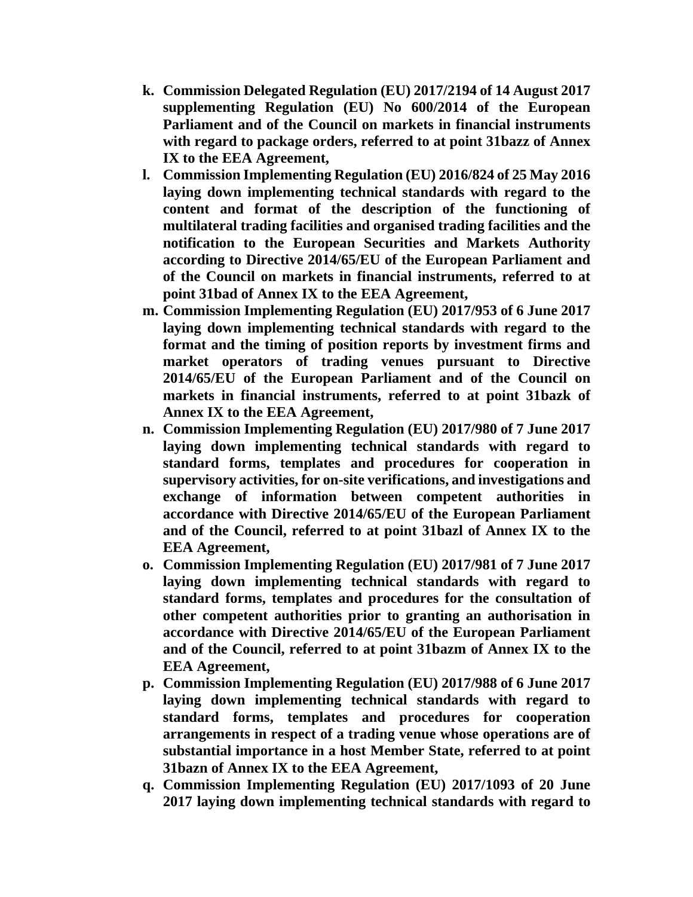- **k. Commission Delegated Regulation (EU) 2017/2194 of 14 August 2017 supplementing Regulation (EU) No 600/2014 of the European Parliament and of the Council on markets in financial instruments with regard to package orders, referred to at point 31bazz of Annex IX to the EEA Agreement,**
- **l. Commission Implementing Regulation (EU) 2016/824 of 25 May 2016 laying down implementing technical standards with regard to the content and format of the description of the functioning of multilateral trading facilities and organised trading facilities and the notification to the European Securities and Markets Authority according to Directive 2014/65/EU of the European Parliament and of the Council on markets in financial instruments, referred to at point 31bad of Annex IX to the EEA Agreement,**
- **m. Commission Implementing Regulation (EU) 2017/953 of 6 June 2017 laying down implementing technical standards with regard to the format and the timing of position reports by investment firms and market operators of trading venues pursuant to Directive 2014/65/EU of the European Parliament and of the Council on markets in financial instruments, referred to at point 31bazk of Annex IX to the EEA Agreement,**
- **n. Commission Implementing Regulation (EU) 2017/980 of 7 June 2017 laying down implementing technical standards with regard to standard forms, templates and procedures for cooperation in supervisory activities, for on-site verifications, and investigations and exchange of information between competent authorities in accordance with Directive 2014/65/EU of the European Parliament and of the Council, referred to at point 31bazl of Annex IX to the EEA Agreement,**
- **o. Commission Implementing Regulation (EU) 2017/981 of 7 June 2017 laying down implementing technical standards with regard to standard forms, templates and procedures for the consultation of other competent authorities prior to granting an authorisation in accordance with Directive 2014/65/EU of the European Parliament and of the Council, referred to at point 31bazm of Annex IX to the EEA Agreement,**
- **p. Commission Implementing Regulation (EU) 2017/988 of 6 June 2017 laying down implementing technical standards with regard to standard forms, templates and procedures for cooperation arrangements in respect of a trading venue whose operations are of substantial importance in a host Member State, referred to at point 31bazn of Annex IX to the EEA Agreement,**
- **q. Commission Implementing Regulation (EU) 2017/1093 of 20 June 2017 laying down implementing technical standards with regard to**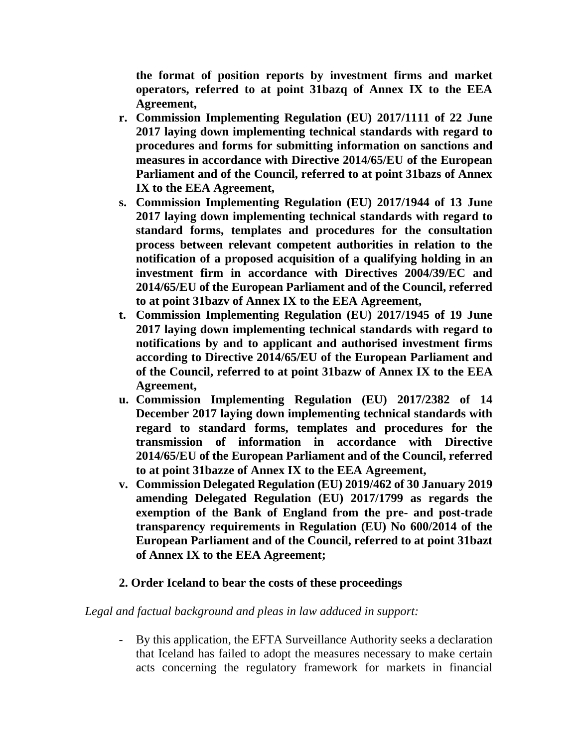**the format of position reports by investment firms and market operators, referred to at point 31bazq of Annex IX to the EEA Agreement,**

r. **Commission Implementing Regulation (EU) 2017/1111 of 22 June 2017 laying down implementing technical standards with regard to procedures and forms for submitting information on sanctions and measures in accordance with Directive 2014/65/EU of the European Parliament and of the Council, referred to at point 31bazs of Annex IX to the EEA Agreement,**
s. **Commission Implementing Regulation (EU) 2017/1944 of 13 June 2017 laying down implementing technical standards with regard to standard forms, templates and procedures for the consultation process between relevant competent authorities in relation to the notification of a proposed acquisition of a qualifying holding in an investment firm in accordance with Directives 2004/39/EC and 2014/65/EU of the European Parliament and of the Council, referred to at point 31bazv of Annex IX to the EEA Agreement,**
t. **Commission Implementing Regulation (EU) 2017/1945 of 19 June 2017 laying down implementing technical standards with regard to notifications by and to applicant and authorised investment firms according to Directive 2014/65/EU of the European Parliament and of the Council, referred to at point 31bazw of Annex IX to the EEA Agreement,**
u. **Commission Implementing Regulation (EU) 2017/2382 of 14 December 2017 laying down implementing technical standards with regard to standard forms, templates and procedures for the transmission of information in accordance with Directive 2014/65/EU of the European Parliament and of the Council, referred to at point 31bazze of Annex IX to the EEA Agreement,**
v. **Commission Delegated Regulation (EU) 2019/462 of 30 January 2019 amending Delegated Regulation (EU) 2017/1799 as regards the exemption of the Bank of England from the pre- and post-trade transparency requirements in Regulation (EU) No 600/2014 of the European Parliament and of the Council, referred to at point 31bazt of Annex IX to the EEA Agreement;**

**2. Order Iceland to bear the costs of these proceedings**

*Legal and factual background and pleas in law adduced in support:*

- By this application, the EFTA Surveillance Authority seeks a declaration that Iceland has failed to adopt the measures necessary to make certain acts concerning the regulatory framework for markets in financial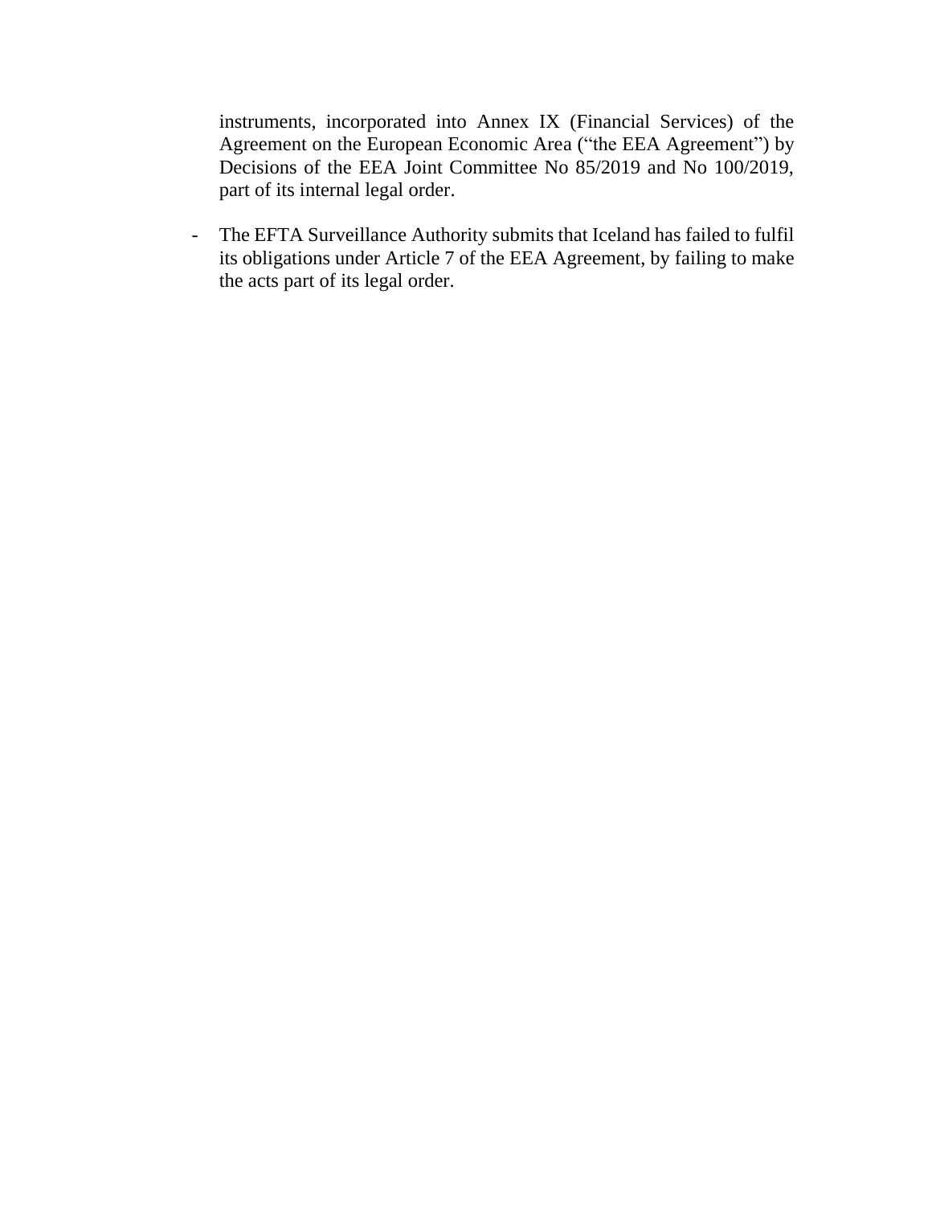instruments, incorporated into Annex IX (Financial Services) of the Agreement on the European Economic Area ("the EEA Agreement") by Decisions of the EEA Joint Committee No 85/2019 and No 100/2019, part of its internal legal order.

- The EFTA Surveillance Authority submits that Iceland has failed to fulfil its obligations under Article 7 of the EEA Agreement, by failing to make the acts part of its legal order.